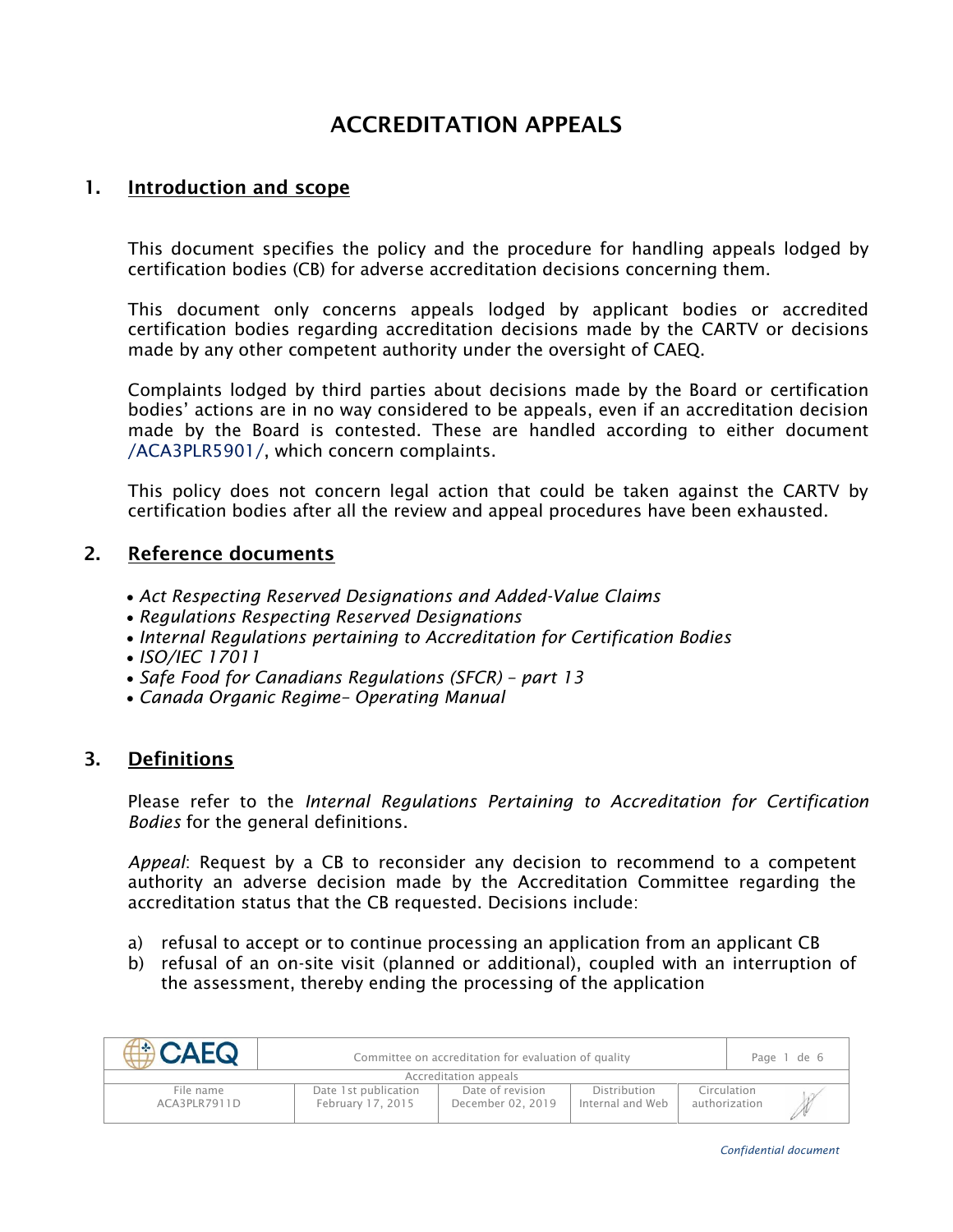# ACCREDITATION APPEALS

## 1. Introduction and scope

This document specifies the policy and the procedure for handling appeals lodged by certification bodies (CB) for adverse accreditation decisions concerning them.

This document only concerns appeals lodged by applicant bodies or accredited certification bodies regarding accreditation decisions made by the CARTV or decisions made by any other competent authority under the oversight of CAEQ.

Complaints lodged by third parties about decisions made by the Board or certification bodies' actions are in no way considered to be appeals, even if an accreditation decision made by the Board is contested. These are handled according to either document /ACA3PLR5901/, which concern complaints.

This policy does not concern legal action that could be taken against the CARTV by certification bodies after all the review and appeal procedures have been exhausted.

## 2. Reference documents

- *Act Respecting Reserved Designations and Added-Value Claims*
- *Regulations Respecting Reserved Designations*
- *Internal Regulations pertaining to Accreditation for Certification Bodies*
- *ISO/IEC 17011*
- *Safe Food for Canadians Regulations (SFCR) – part 13*
- *Canada Organic Regime– Operating Manual*

## 3. Definitions

Please refer to the *Internal Regulations Pertaining to Accreditation for Certification Bodies* for the general definitions.

*Appeal*: Request by a CB to reconsider any decision to recommend to a competent authority an adverse decision made by the Accreditation Committee regarding the accreditation status that the CB requested. Decisions include:

a) refusal to accept or to continue processing an application from an applicant CB
b) refusal of an on-site visit (planned or additional), coupled with an interruption of the assessment, thereby ending the processing of the application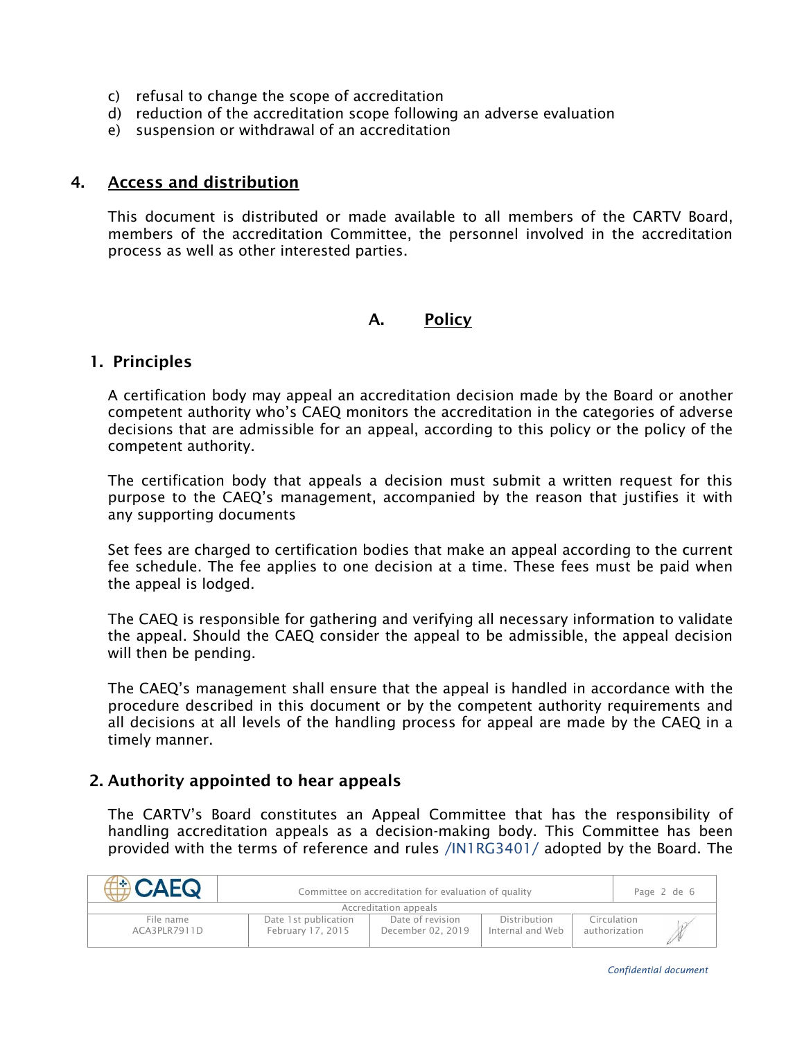c) refusal to change the scope of accreditation
d) reduction of the accreditation scope following an adverse evaluation
e) suspension or withdrawal of an accreditation

## 4. Access and distribution

This document is distributed or made available to all members of the CARTV Board, members of the accreditation Committee, the personnel involved in the accreditation process as well as other interested parties.

# A. Policy

## 1. Principles

A certification body may appeal an accreditation decision made by the Board or another competent authority who's CAEQ monitors the accreditation in the categories of adverse decisions that are admissible for an appeal, according to this policy or the policy of the competent authority.

The certification body that appeals a decision must submit a written request for this purpose to the CAEQ's management, accompanied by the reason that justifies it with any supporting documents

Set fees are charged to certification bodies that make an appeal according to the current fee schedule. The fee applies to one decision at a time. These fees must be paid when the appeal is lodged.

The CAEQ is responsible for gathering and verifying all necessary information to validate the appeal. Should the CAEQ consider the appeal to be admissible, the appeal decision will then be pending.

The CAEQ's management shall ensure that the appeal is handled in accordance with the procedure described in this document or by the competent authority requirements and all decisions at all levels of the handling process for appeal are made by the CAEQ in a timely manner.

## 2. Authority appointed to hear appeals

The CARTV's Board constitutes an Appeal Committee that has the responsibility of handling accreditation appeals as a decision-making body. This Committee has been provided with the terms of reference and rules /IN1RG3401/ adopted by the Board. The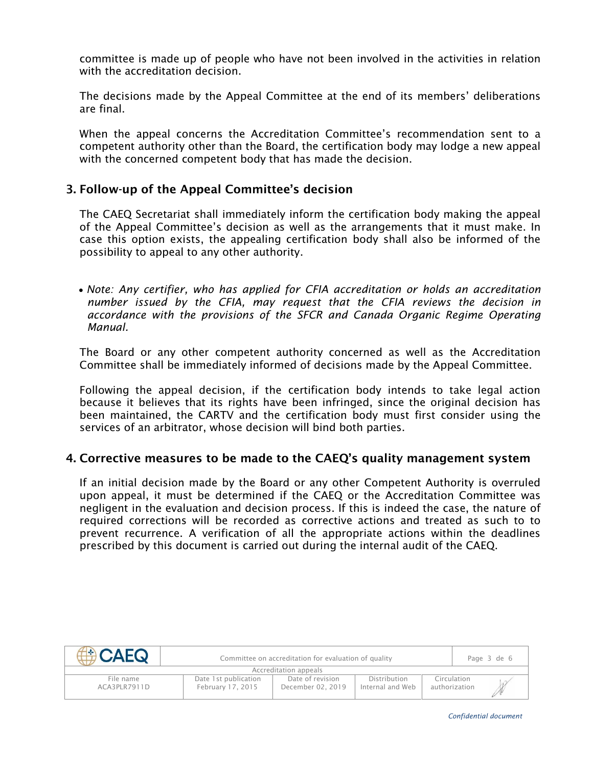committee is made up of people who have not been involved in the activities in relation with the accreditation decision.

The decisions made by the Appeal Committee at the end of its members' deliberations are final.

When the appeal concerns the Accreditation Committee's recommendation sent to a competent authority other than the Board, the certification body may lodge a new appeal with the concerned competent body that has made the decision.

## 3. Follow-up of the Appeal Committee's decision

The CAEQ Secretariat shall immediately inform the certification body making the appeal of the Appeal Committee's decision as well as the arrangements that it must make. In case this option exists, the appealing certification body shall also be informed of the possibility to appeal to any other authority.

- *Note: Any certifier, who has applied for CFIA accreditation or holds an accreditation number issued by the CFIA, may request that the CFIA reviews the decision in accordance with the provisions of the SFCR and Canada Organic Regime Operating Manual.*

The Board or any other competent authority concerned as well as the Accreditation Committee shall be immediately informed of decisions made by the Appeal Committee.

Following the appeal decision, if the certification body intends to take legal action because it believes that its rights have been infringed, since the original decision has been maintained, the CARTV and the certification body must first consider using the services of an arbitrator, whose decision will bind both parties.

## 4. Corrective measures to be made to the CAEQ's quality management system

If an initial decision made by the Board or any other Competent Authority is overruled upon appeal, it must be determined if the CAEQ or the Accreditation Committee was negligent in the evaluation and decision process. If this is indeed the case, the nature of required corrections will be recorded as corrective actions and treated as such to to prevent recurrence. A verification of all the appropriate actions within the deadlines prescribed by this document is carried out during the internal audit of the CAEQ.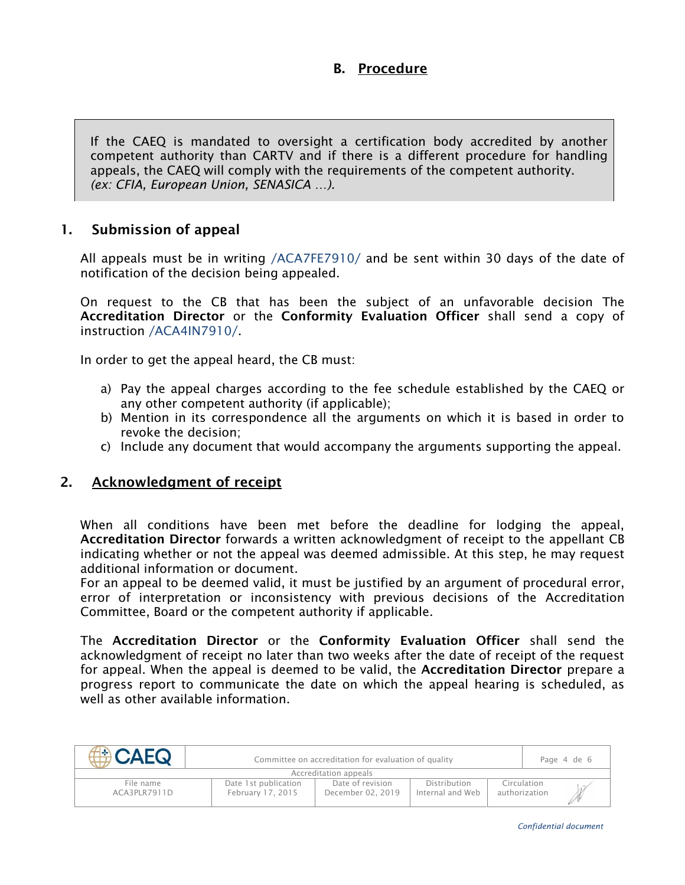## B. Procedure

> If the CAEQ is mandated to oversight a certification body accredited by another competent authority than CARTV and if there is a different procedure for handling appeals, the CAEQ will comply with the requirements of the competent authority.
> *(ex: CFIA, European Union, SENASICA …).*

### 1. Submission of appeal

All appeals must be in writing /ACA7FE7910/ and be sent within 30 days of the date of notification of the decision being appealed.

On request to the CB that has been the subject of an unfavorable decision The **Accreditation Director** or the **Conformity Evaluation Officer** shall send a copy of instruction /ACA4IN7910/.

In order to get the appeal heard, the CB must:

a) Pay the appeal charges according to the fee schedule established by the CAEQ or any other competent authority (if applicable);
b) Mention in its correspondence all the arguments on which it is based in order to revoke the decision;
c) Include any document that would accompany the arguments supporting the appeal.

### 2. Acknowledgment of receipt

When all conditions have been met before the deadline for lodging the appeal, **Accreditation Director** forwards a written acknowledgment of receipt to the appellant CB indicating whether or not the appeal was deemed admissible. At this step, he may request additional information or document.
For an appeal to be deemed valid, it must be justified by an argument of procedural error, error of interpretation or inconsistency with previous decisions of the Accreditation Committee, Board or the competent authority if applicable.

The **Accreditation Director** or the **Conformity Evaluation Officer** shall send the acknowledgment of receipt no later than two weeks after the date of receipt of the request for appeal. When the appeal is deemed to be valid, the **Accreditation Director** prepare a progress report to communicate the date on which the appeal hearing is scheduled, as well as other available information.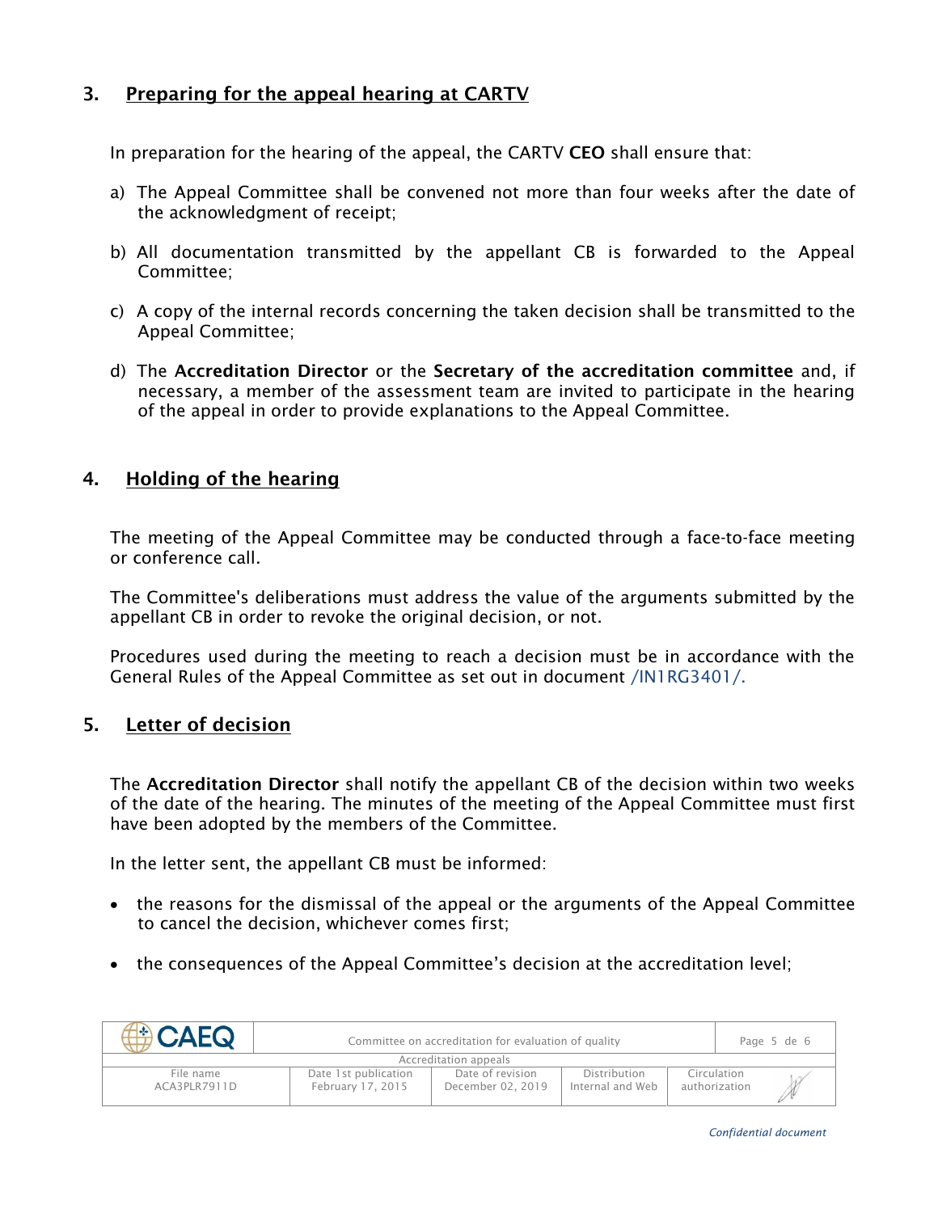## 3. Preparing for the appeal hearing at CARTV

In preparation for the hearing of the appeal, the CARTV **CEO** shall ensure that:

a) The Appeal Committee shall be convened not more than four weeks after the date of the acknowledgment of receipt;

b) All documentation transmitted by the appellant CB is forwarded to the Appeal Committee;

c) A copy of the internal records concerning the taken decision shall be transmitted to the Appeal Committee;

d) The **Accreditation Director** or the **Secretary of the accreditation committee** and, if necessary, a member of the assessment team are invited to participate in the hearing of the appeal in order to provide explanations to the Appeal Committee.

## 4. Holding of the hearing

The meeting of the Appeal Committee may be conducted through a face-to-face meeting or conference call.

The Committee's deliberations must address the value of the arguments submitted by the appellant CB in order to revoke the original decision, or not.

Procedures used during the meeting to reach a decision must be in accordance with the General Rules of the Appeal Committee as set out in document /IN1RG3401/.

## 5. Letter of decision

The **Accreditation Director** shall notify the appellant CB of the decision within two weeks of the date of the hearing. The minutes of the meeting of the Appeal Committee must first have been adopted by the members of the Committee.

In the letter sent, the appellant CB must be informed:

- the reasons for the dismissal of the appeal or the arguments of the Appeal Committee to cancel the decision, whichever comes first;
- the consequences of the Appeal Committee's decision at the accreditation level;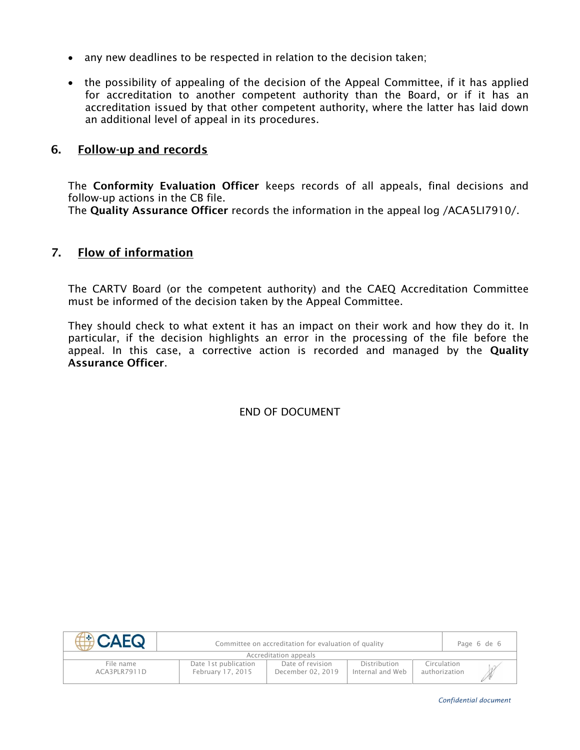- any new deadlines to be respected in relation to the decision taken;
- the possibility of appealing of the decision of the Appeal Committee, if it has applied for accreditation to another competent authority than the Board, or if it has an accreditation issued by that other competent authority, where the latter has laid down an additional level of appeal in its procedures.

## 6. Follow-up and records

The **Conformity Evaluation Officer** keeps records of all appeals, final decisions and follow-up actions in the CB file.
The **Quality Assurance Officer** records the information in the appeal log /ACA5LI7910/.

## 7. Flow of information

The CARTV Board (or the competent authority) and the CAEQ Accreditation Committee must be informed of the decision taken by the Appeal Committee.

They should check to what extent it has an impact on their work and how they do it. In particular, if the decision highlights an error in the processing of the file before the appeal. In this case, a corrective action is recorded and managed by the **Quality Assurance Officer**.

END OF DOCUMENT